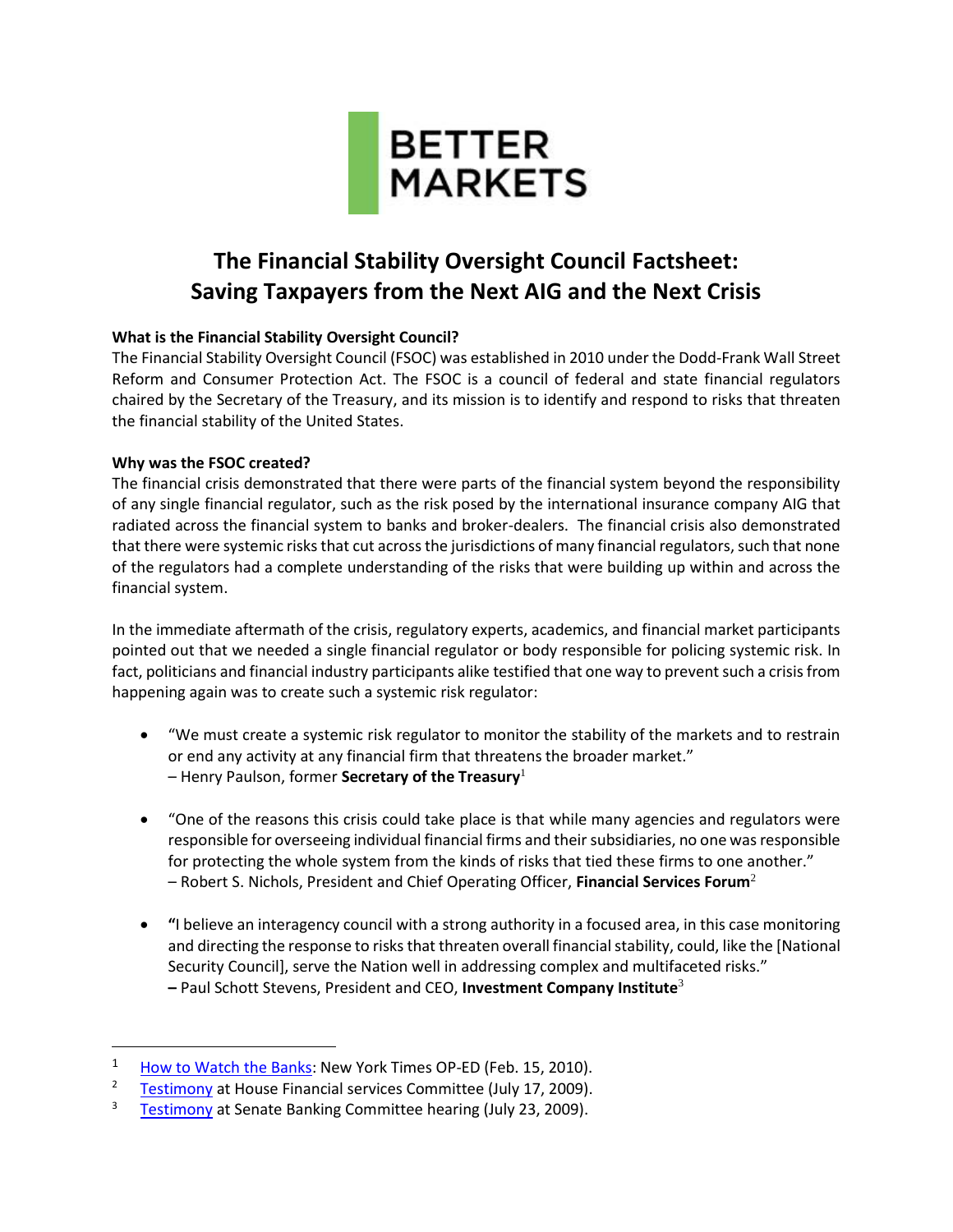BETTER MARKETS

# The Financial Stability Oversight Council Factsheet: Saving Taxpayers from the Next AIG and the Next Crisis

**What is the Financial Stability Oversight Council?**

The Financial Stability Oversight Council (FSOC) was established in 2010 under the Dodd-Frank Wall Street Reform and Consumer Protection Act. The FSOC is a council of federal and state financial regulators chaired by the Secretary of the Treasury, and its mission is to identify and respond to risks that threaten the financial stability of the United States.

**Why was the FSOC created?**

The financial crisis demonstrated that there were parts of the financial system beyond the responsibility of any single financial regulator, such as the risk posed by the international insurance company AIG that radiated across the financial system to banks and broker-dealers. The financial crisis also demonstrated that there were systemic risks that cut across the jurisdictions of many financial regulators, such that none of the regulators had a complete understanding of the risks that were building up within and across the financial system.

In the immediate aftermath of the crisis, regulatory experts, academics, and financial market participants pointed out that we needed a single financial regulator or body responsible for policing systemic risk. In fact, politicians and financial industry participants alike testified that one way to prevent such a crisis from happening again was to create such a systemic risk regulator:

- "We must create a systemic risk regulator to monitor the stability of the markets and to restrain or end any activity at any financial firm that threatens the broader market."
  – Henry Paulson, former **Secretary of the Treasury**[1]

- "One of the reasons this crisis could take place is that while many agencies and regulators were responsible for overseeing individual financial firms and their subsidiaries, no one was responsible for protecting the whole system from the kinds of risks that tied these firms to one another."
  – Robert S. Nichols, President and Chief Operating Officer, **Financial Services Forum**[2]

- **"**I believe an interagency council with a strong authority in a focused area, in this case monitoring and directing the response to risks that threaten overall financial stability, could, like the [National Security Council], serve the Nation well in addressing complex and multifaceted risks."
  **–** Paul Schott Stevens, President and CEO, **Investment Company Institute**[3]

---

[1] How to Watch the Banks: New York Times OP-ED (Feb. 15, 2010).

[2] Testimony at House Financial services Committee (July 17, 2009).

[3] Testimony at Senate Banking Committee hearing (July 23, 2009).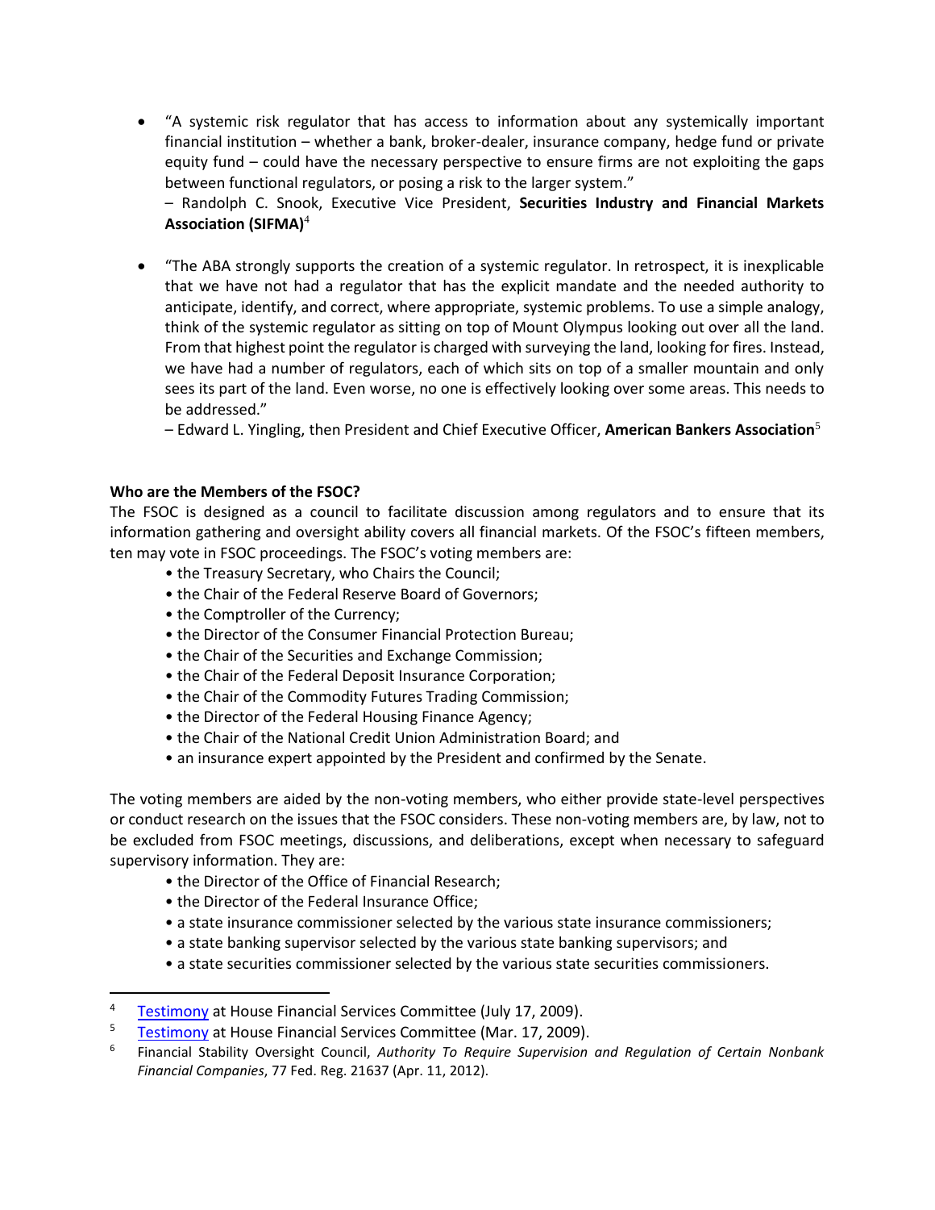- "A systemic risk regulator that has access to information about any systemically important financial institution – whether a bank, broker-dealer, insurance company, hedge fund or private equity fund – could have the necessary perspective to ensure firms are not exploiting the gaps between functional regulators, or posing a risk to the larger system."
  – Randolph C. Snook, Executive Vice President, **Securities Industry and Financial Markets Association (SIFMA)**[4]

- "The ABA strongly supports the creation of a systemic regulator. In retrospect, it is inexplicable that we have not had a regulator that has the explicit mandate and the needed authority to anticipate, identify, and correct, where appropriate, systemic problems. To use a simple analogy, think of the systemic regulator as sitting on top of Mount Olympus looking out over all the land. From that highest point the regulator is charged with surveying the land, looking for fires. Instead, we have had a number of regulators, each of which sits on top of a smaller mountain and only sees its part of the land. Even worse, no one is effectively looking over some areas. This needs to be addressed."
  – Edward L. Yingling, then President and Chief Executive Officer, **American Bankers Association**[5]

**Who are the Members of the FSOC?**

The FSOC is designed as a council to facilitate discussion among regulators and to ensure that its information gathering and oversight ability covers all financial markets. Of the FSOC's fifteen members, ten may vote in FSOC proceedings. The FSOC's voting members are:

- the Treasury Secretary, who Chairs the Council;
- the Chair of the Federal Reserve Board of Governors;
- the Comptroller of the Currency;
- the Director of the Consumer Financial Protection Bureau;
- the Chair of the Securities and Exchange Commission;
- the Chair of the Federal Deposit Insurance Corporation;
- the Chair of the Commodity Futures Trading Commission;
- the Director of the Federal Housing Finance Agency;
- the Chair of the National Credit Union Administration Board; and
- an insurance expert appointed by the President and confirmed by the Senate.

The voting members are aided by the non-voting members, who either provide state-level perspectives or conduct research on the issues that the FSOC considers. These non-voting members are, by law, not to be excluded from FSOC meetings, discussions, and deliberations, except when necessary to safeguard supervisory information. They are:

- the Director of the Office of Financial Research;
- the Director of the Federal Insurance Office;
- a state insurance commissioner selected by the various state insurance commissioners;
- a state banking supervisor selected by the various state banking supervisors; and
- a state securities commissioner selected by the various state securities commissioners.

---

[4] Testimony at House Financial Services Committee (July 17, 2009).

[5] Testimony at House Financial Services Committee (Mar. 17, 2009).

[6] Financial Stability Oversight Council, *Authority To Require Supervision and Regulation of Certain Nonbank Financial Companies*, 77 Fed. Reg. 21637 (Apr. 11, 2012).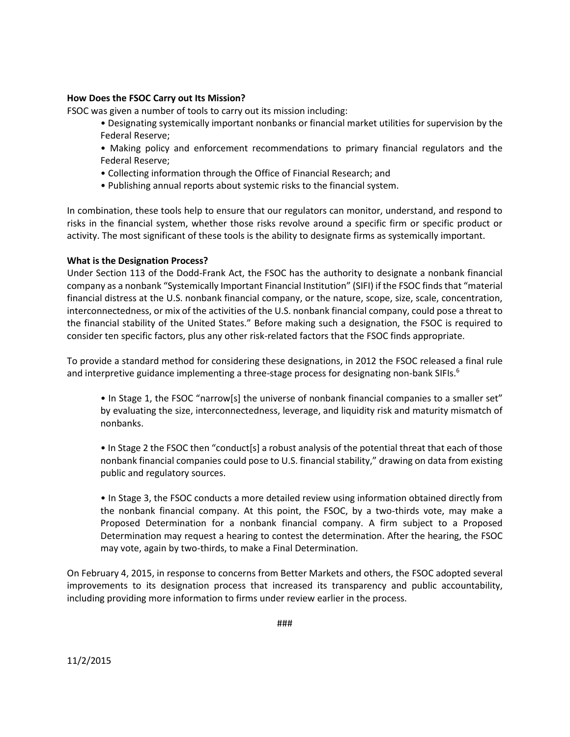**How Does the FSOC Carry out Its Mission?**

FSOC was given a number of tools to carry out its mission including:

- Designating systemically important nonbanks or financial market utilities for supervision by the Federal Reserve;
- Making policy and enforcement recommendations to primary financial regulators and the Federal Reserve;
- Collecting information through the Office of Financial Research; and
- Publishing annual reports about systemic risks to the financial system.

In combination, these tools help to ensure that our regulators can monitor, understand, and respond to risks in the financial system, whether those risks revolve around a specific firm or specific product or activity. The most significant of these tools is the ability to designate firms as systemically important.

**What is the Designation Process?**

Under Section 113 of the Dodd-Frank Act, the FSOC has the authority to designate a nonbank financial company as a nonbank "Systemically Important Financial Institution" (SIFI) if the FSOC finds that "material financial distress at the U.S. nonbank financial company, or the nature, scope, size, scale, concentration, interconnectedness, or mix of the activities of the U.S. nonbank financial company, could pose a threat to the financial stability of the United States." Before making such a designation, the FSOC is required to consider ten specific factors, plus any other risk-related factors that the FSOC finds appropriate.

To provide a standard method for considering these designations, in 2012 the FSOC released a final rule and interpretive guidance implementing a three-stage process for designating non-bank SIFIs.[6]

- In Stage 1, the FSOC "narrow[s] the universe of nonbank financial companies to a smaller set" by evaluating the size, interconnectedness, leverage, and liquidity risk and maturity mismatch of nonbanks.

- In Stage 2 the FSOC then "conduct[s] a robust analysis of the potential threat that each of those nonbank financial companies could pose to U.S. financial stability," drawing on data from existing public and regulatory sources.

- In Stage 3, the FSOC conducts a more detailed review using information obtained directly from the nonbank financial company. At this point, the FSOC, by a two-thirds vote, may make a Proposed Determination for a nonbank financial company. A firm subject to a Proposed Determination may request a hearing to contest the determination. After the hearing, the FSOC may vote, again by two-thirds, to make a Final Determination.

On February 4, 2015, in response to concerns from Better Markets and others, the FSOC adopted several improvements to its designation process that increased its transparency and public accountability, including providing more information to firms under review earlier in the process.

###

11/2/2015